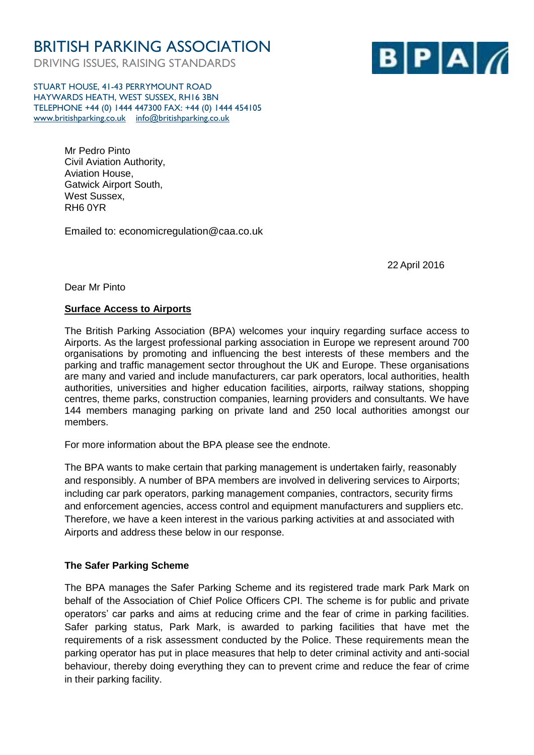# BRITISH PARKING ASSOCIATION

DRIVING ISSUES, RAISING STANDARDS

STUART HOUSE, 41-43 PERRYMOUNT ROAD
HAYWARDS HEATH, WEST SUSSEX, RH16 3BN
TELEPHONE +44 (0) 1444 447300 FAX: +44 (0) 1444 454105
www.britishparking.co.uk info@britishparking.co.uk

Mr Pedro Pinto
Civil Aviation Authority,
Aviation House,
Gatwick Airport South,
West Sussex,
RH6 0YR

Emailed to: economicregulation@caa.co.uk

22 April 2016

Dear Mr Pinto

**Surface Access to Airports**

The British Parking Association (BPA) welcomes your inquiry regarding surface access to Airports. As the largest professional parking association in Europe we represent around 700 organisations by promoting and influencing the best interests of these members and the parking and traffic management sector throughout the UK and Europe. These organisations are many and varied and include manufacturers, car park operators, local authorities, health authorities, universities and higher education facilities, airports, railway stations, shopping centres, theme parks, construction companies, learning providers and consultants. We have 144 members managing parking on private land and 250 local authorities amongst our members.

For more information about the BPA please see the endnote.

The BPA wants to make certain that parking management is undertaken fairly, reasonably and responsibly. A number of BPA members are involved in delivering services to Airports; including car park operators, parking management companies, contractors, security firms and enforcement agencies, access control and equipment manufacturers and suppliers etc. Therefore, we have a keen interest in the various parking activities at and associated with Airports and address these below in our response.

### The Safer Parking Scheme

The BPA manages the Safer Parking Scheme and its registered trade mark Park Mark on behalf of the Association of Chief Police Officers CPI. The scheme is for public and private operators' car parks and aims at reducing crime and the fear of crime in parking facilities. Safer parking status, Park Mark, is awarded to parking facilities that have met the requirements of a risk assessment conducted by the Police. These requirements mean the parking operator has put in place measures that help to deter criminal activity and anti-social behaviour, thereby doing everything they can to prevent crime and reduce the fear of crime in their parking facility.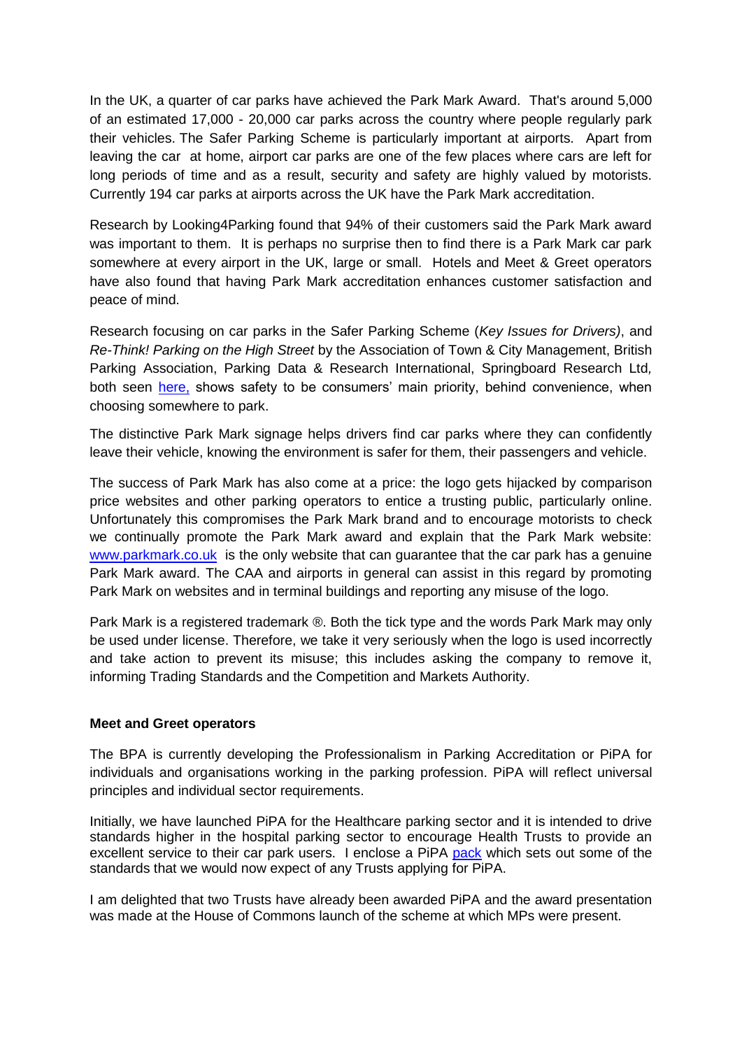In the UK, a quarter of car parks have achieved the Park Mark Award. That's around 5,000 of an estimated 17,000 - 20,000 car parks across the country where people regularly park their vehicles. The Safer Parking Scheme is particularly important at airports. Apart from leaving the car at home, airport car parks are one of the few places where cars are left for long periods of time and as a result, security and safety are highly valued by motorists. Currently 194 car parks at airports across the UK have the Park Mark accreditation.

Research by Looking4Parking found that 94% of their customers said the Park Mark award was important to them. It is perhaps no surprise then to find there is a Park Mark car park somewhere at every airport in the UK, large or small. Hotels and Meet & Greet operators have also found that having Park Mark accreditation enhances customer satisfaction and peace of mind.

Research focusing on car parks in the Safer Parking Scheme (*Key Issues for Drivers)*, and *Re-Think! Parking on the High Street* by the Association of Town & City Management, British Parking Association, Parking Data & Research International, Springboard Research Ltd*,* both seen here, shows safety to be consumers' main priority, behind convenience, when choosing somewhere to park.

The distinctive Park Mark signage helps drivers find car parks where they can confidently leave their vehicle, knowing the environment is safer for them, their passengers and vehicle.

The success of Park Mark has also come at a price: the logo gets hijacked by comparison price websites and other parking operators to entice a trusting public, particularly online. Unfortunately this compromises the Park Mark brand and to encourage motorists to check we continually promote the Park Mark award and explain that the Park Mark website: www.parkmark.co.uk is the only website that can guarantee that the car park has a genuine Park Mark award. The CAA and airports in general can assist in this regard by promoting Park Mark on websites and in terminal buildings and reporting any misuse of the logo.

Park Mark is a registered trademark ®. Both the tick type and the words Park Mark may only be used under license. Therefore, we take it very seriously when the logo is used incorrectly and take action to prevent its misuse; this includes asking the company to remove it, informing Trading Standards and the Competition and Markets Authority.

**Meet and Greet operators**

The BPA is currently developing the Professionalism in Parking Accreditation or PiPA for individuals and organisations working in the parking profession. PiPA will reflect universal principles and individual sector requirements.

Initially, we have launched PiPA for the Healthcare parking sector and it is intended to drive standards higher in the hospital parking sector to encourage Health Trusts to provide an excellent service to their car park users. I enclose a PiPA pack which sets out some of the standards that we would now expect of any Trusts applying for PiPA.

I am delighted that two Trusts have already been awarded PiPA and the award presentation was made at the House of Commons launch of the scheme at which MPs were present.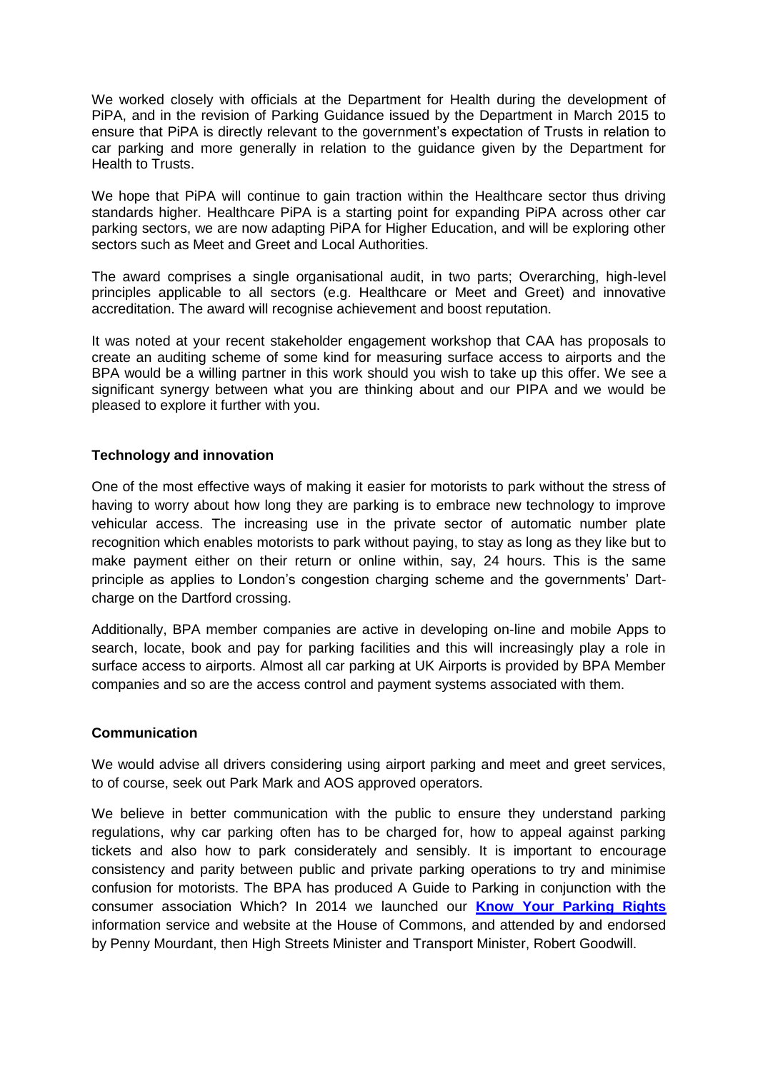We worked closely with officials at the Department for Health during the development of PiPA, and in the revision of Parking Guidance issued by the Department in March 2015 to ensure that PiPA is directly relevant to the government's expectation of Trusts in relation to car parking and more generally in relation to the guidance given by the Department for Health to Trusts.

We hope that PiPA will continue to gain traction within the Healthcare sector thus driving standards higher. Healthcare PiPA is a starting point for expanding PiPA across other car parking sectors, we are now adapting PiPA for Higher Education, and will be exploring other sectors such as Meet and Greet and Local Authorities.

The award comprises a single organisational audit, in two parts; Overarching, high-level principles applicable to all sectors (e.g. Healthcare or Meet and Greet) and innovative accreditation. The award will recognise achievement and boost reputation.

It was noted at your recent stakeholder engagement workshop that CAA has proposals to create an auditing scheme of some kind for measuring surface access to airports and the BPA would be a willing partner in this work should you wish to take up this offer. We see a significant synergy between what you are thinking about and our PIPA and we would be pleased to explore it further with you.

**Technology and innovation**

One of the most effective ways of making it easier for motorists to park without the stress of having to worry about how long they are parking is to embrace new technology to improve vehicular access. The increasing use in the private sector of automatic number plate recognition which enables motorists to park without paying, to stay as long as they like but to make payment either on their return or online within, say, 24 hours. This is the same principle as applies to London's congestion charging scheme and the governments' Dart-charge on the Dartford crossing.

Additionally, BPA member companies are active in developing on-line and mobile Apps to search, locate, book and pay for parking facilities and this will increasingly play a role in surface access to airports. Almost all car parking at UK Airports is provided by BPA Member companies and so are the access control and payment systems associated with them.

**Communication**

We would advise all drivers considering using airport parking and meet and greet services, to of course, seek out Park Mark and AOS approved operators.

We believe in better communication with the public to ensure they understand parking regulations, why car parking often has to be charged for, how to appeal against parking tickets and also how to park considerately and sensibly. It is important to encourage consistency and parity between public and private parking operations to try and minimise confusion for motorists. The BPA has produced A Guide to Parking in conjunction with the consumer association Which? In 2014 we launched our **Know Your Parking Rights** information service and website at the House of Commons, and attended by and endorsed by Penny Mourdant, then High Streets Minister and Transport Minister, Robert Goodwill.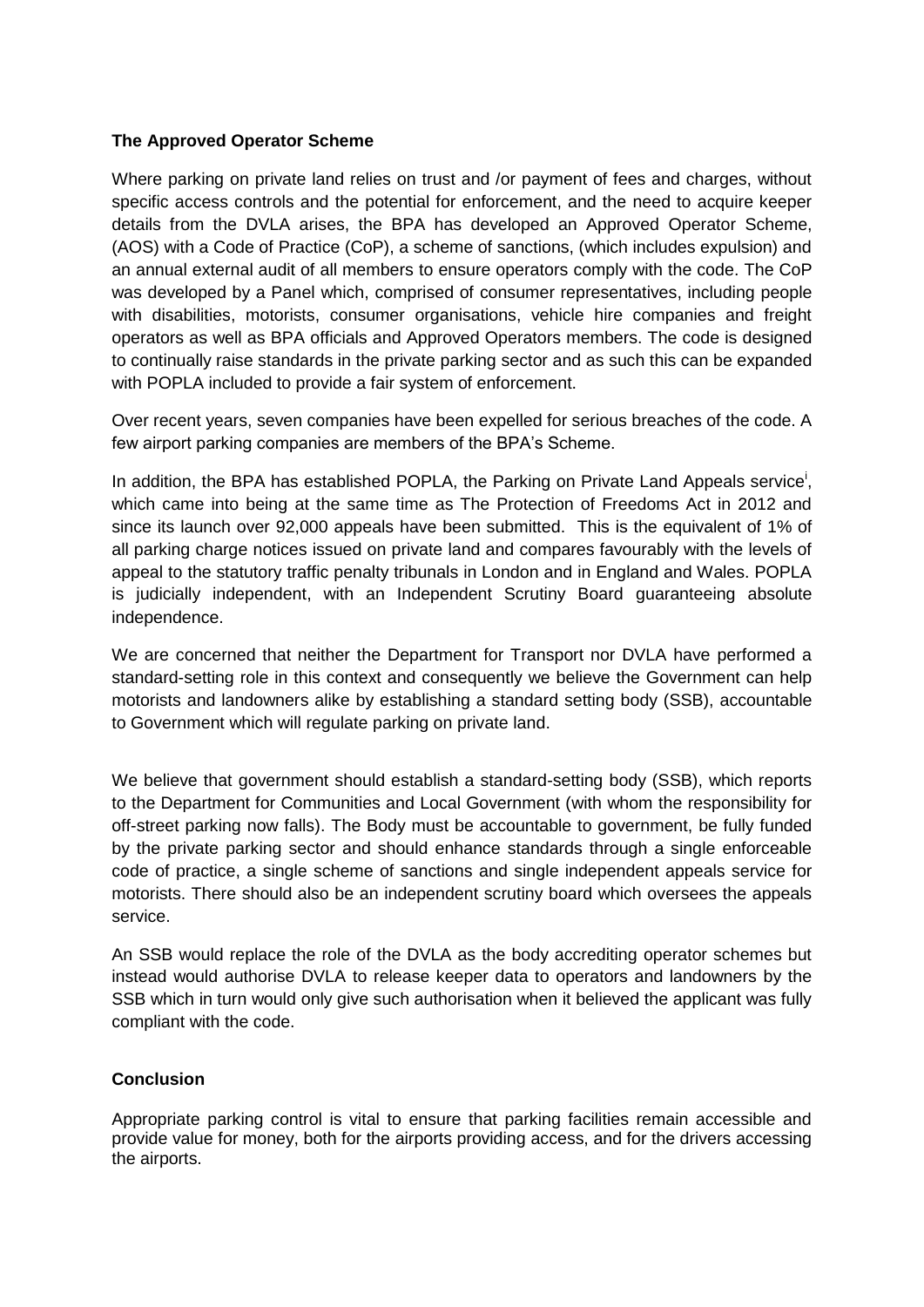**The Approved Operator Scheme**

Where parking on private land relies on trust and /or payment of fees and charges, without specific access controls and the potential for enforcement, and the need to acquire keeper details from the DVLA arises, the BPA has developed an Approved Operator Scheme, (AOS) with a Code of Practice (CoP), a scheme of sanctions, (which includes expulsion) and an annual external audit of all members to ensure operators comply with the code. The CoP was developed by a Panel which, comprised of consumer representatives, including people with disabilities, motorists, consumer organisations, vehicle hire companies and freight operators as well as BPA officials and Approved Operators members. The code is designed to continually raise standards in the private parking sector and as such this can be expanded with POPLA included to provide a fair system of enforcement.

Over recent years, seven companies have been expelled for serious breaches of the code. A few airport parking companies are members of the BPA's Scheme.

In addition, the BPA has established POPLA, the Parking on Private Land Appeals service[i], which came into being at the same time as The Protection of Freedoms Act in 2012 and since its launch over 92,000 appeals have been submitted. This is the equivalent of 1% of all parking charge notices issued on private land and compares favourably with the levels of appeal to the statutory traffic penalty tribunals in London and in England and Wales. POPLA is judicially independent, with an Independent Scrutiny Board guaranteeing absolute independence.

We are concerned that neither the Department for Transport nor DVLA have performed a standard-setting role in this context and consequently we believe the Government can help motorists and landowners alike by establishing a standard setting body (SSB), accountable to Government which will regulate parking on private land.

We believe that government should establish a standard-setting body (SSB), which reports to the Department for Communities and Local Government (with whom the responsibility for off-street parking now falls). The Body must be accountable to government, be fully funded by the private parking sector and should enhance standards through a single enforceable code of practice, a single scheme of sanctions and single independent appeals service for motorists. There should also be an independent scrutiny board which oversees the appeals service.

An SSB would replace the role of the DVLA as the body accrediting operator schemes but instead would authorise DVLA to release keeper data to operators and landowners by the SSB which in turn would only give such authorisation when it believed the applicant was fully compliant with the code.

**Conclusion**

Appropriate parking control is vital to ensure that parking facilities remain accessible and provide value for money, both for the airports providing access, and for the drivers accessing the airports.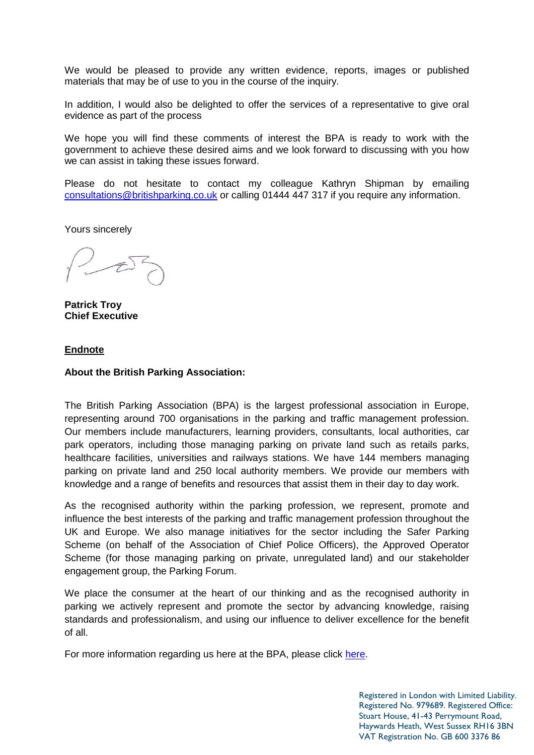We would be pleased to provide any written evidence, reports, images or published materials that may be of use to you in the course of the inquiry.

In addition, I would also be delighted to offer the services of a representative to give oral evidence as part of the process

We hope you will find these comments of interest the BPA is ready to work with the government to achieve these desired aims and we look forward to discussing with you how we can assist in taking these issues forward.

Please do not hesitate to contact my colleague Kathryn Shipman by emailing consultations@britishparking.co.uk or calling 01444 447 317 if you require any information.

Yours sincerely

**Patrick Troy**
**Chief Executive**

**Endnote**

**About the British Parking Association:**

The British Parking Association (BPA) is the largest professional association in Europe, representing around 700 organisations in the parking and traffic management profession. Our members include manufacturers, learning providers, consultants, local authorities, car park operators, including those managing parking on private land such as retails parks, healthcare facilities, universities and railways stations. We have 144 members managing parking on private land and 250 local authority members. We provide our members with knowledge and a range of benefits and resources that assist them in their day to day work.

As the recognised authority within the parking profession, we represent, promote and influence the best interests of the parking and traffic management profession throughout the UK and Europe. We also manage initiatives for the sector including the Safer Parking Scheme (on behalf of the Association of Chief Police Officers), the Approved Operator Scheme (for those managing parking on private, unregulated land) and our stakeholder engagement group, the Parking Forum.

We place the consumer at the heart of our thinking and as the recognised authority in parking we actively represent and promote the sector by advancing knowledge, raising standards and professionalism, and using our influence to deliver excellence for the benefit of all.

For more information regarding us here at the BPA, please click here.

Registered in London with Limited Liability.
Registered No. 979689. Registered Office:
Stuart House, 41-43 Perrymount Road,
Haywards Heath, West Sussex RH16 3BN
VAT Registration No. GB 600 3376 86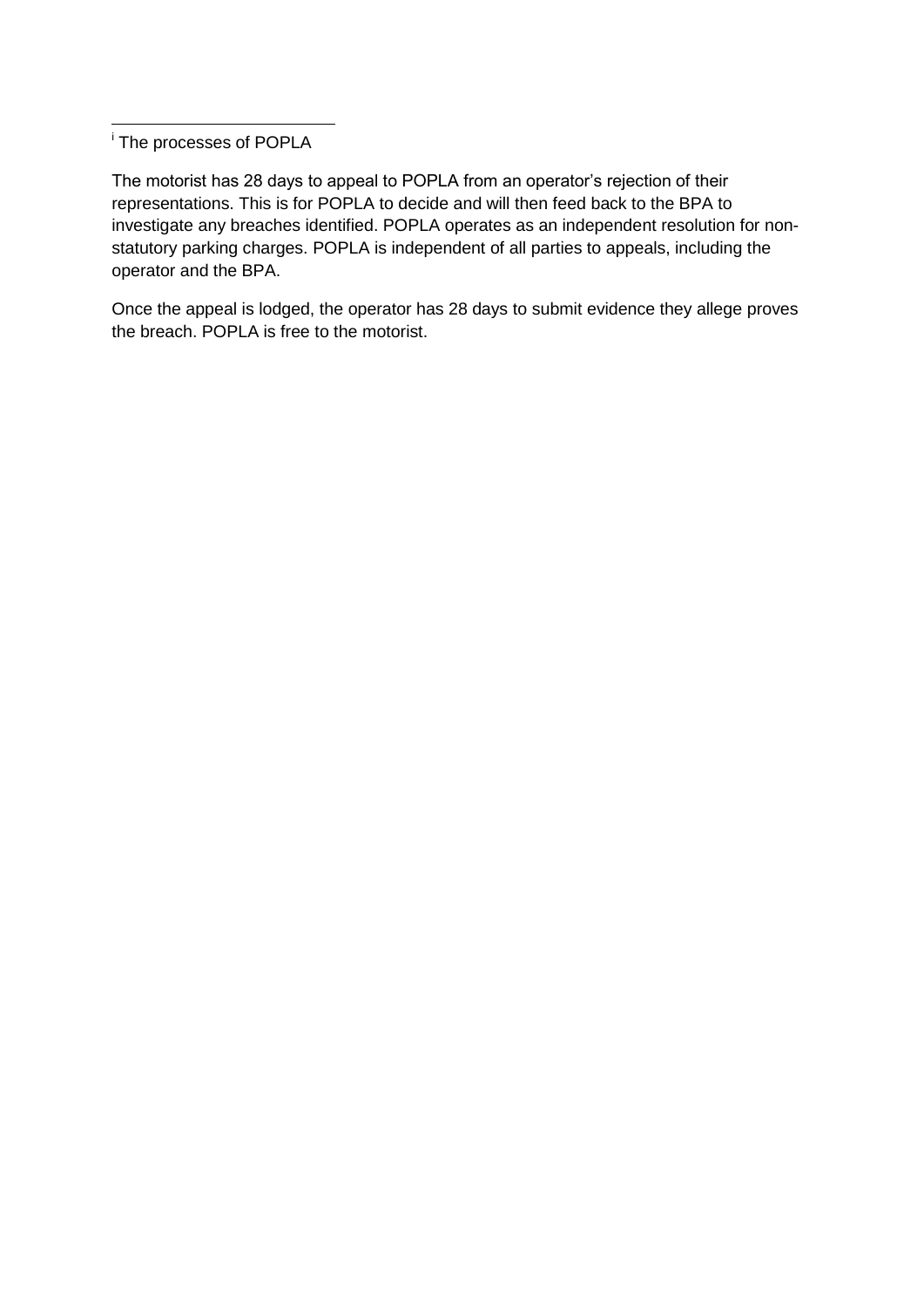[i] The processes of POPLA

The motorist has 28 days to appeal to POPLA from an operator's rejection of their representations. This is for POPLA to decide and will then feed back to the BPA to investigate any breaches identified. POPLA operates as an independent resolution for non-statutory parking charges. POPLA is independent of all parties to appeals, including the operator and the BPA.

Once the appeal is lodged, the operator has 28 days to submit evidence they allege proves the breach. POPLA is free to the motorist.